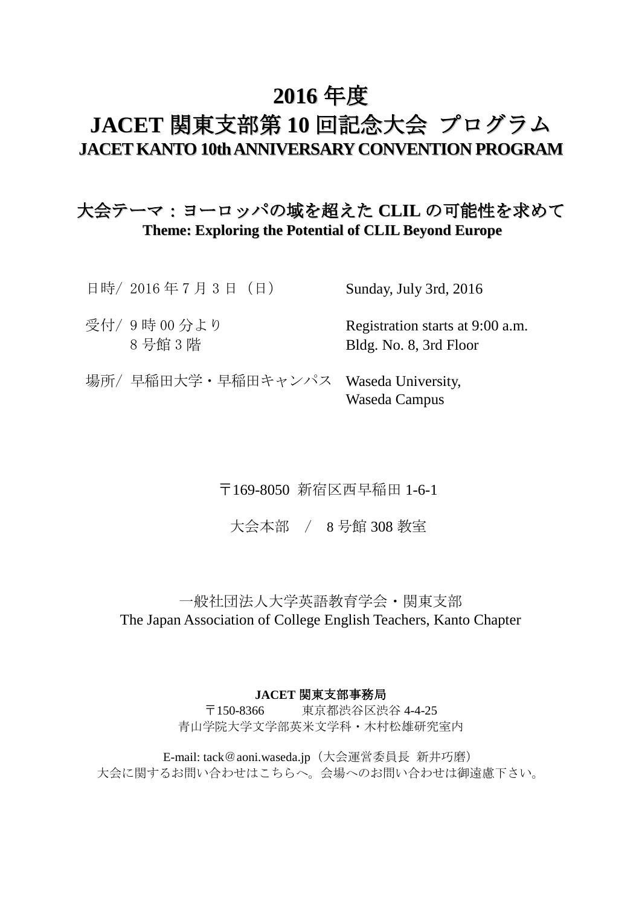# 2016 年度

# JACET 関東支部第 10 回記念大会 プログラム

## JACET KANTO 10th ANNIVERSARY CONVENTION PROGRAM

## 大会テーマ：ヨーロッパの域を超えた CLIL の可能性を求めて

**Theme: Exploring the Potential of CLIL Beyond Europe**

| | |
|---|---|
| 日時/ 2016 年 7 月 3 日（日） | Sunday, July 3rd, 2016 |
| 受付/ 9 時 00 分より<br>8 号館 3 階 | Registration starts at 9:00 a.m.<br>Bldg. No. 8, 3rd Floor |
| 場所/ 早稲田大学・早稲田キャンパス | Waseda University,<br>Waseda Campus |

〒169-8050 新宿区西早稲田 1-6-1

大会本部 / 8 号館 308 教室

一般社団法人大学英語教育学会・関東支部
The Japan Association of College English Teachers, Kanto Chapter

**JACET 関東支部事務局**
〒150-8366 東京都渋谷区渋谷 4-4-25
青山学院大学文学部英米文学科・木村松雄研究室内

E-mail: tack＠aoni.waseda.jp（大会運営委員長 新井巧磨）
大会に関するお問い合わせはこちらへ。会場へのお問い合わせは御遠慮下さい。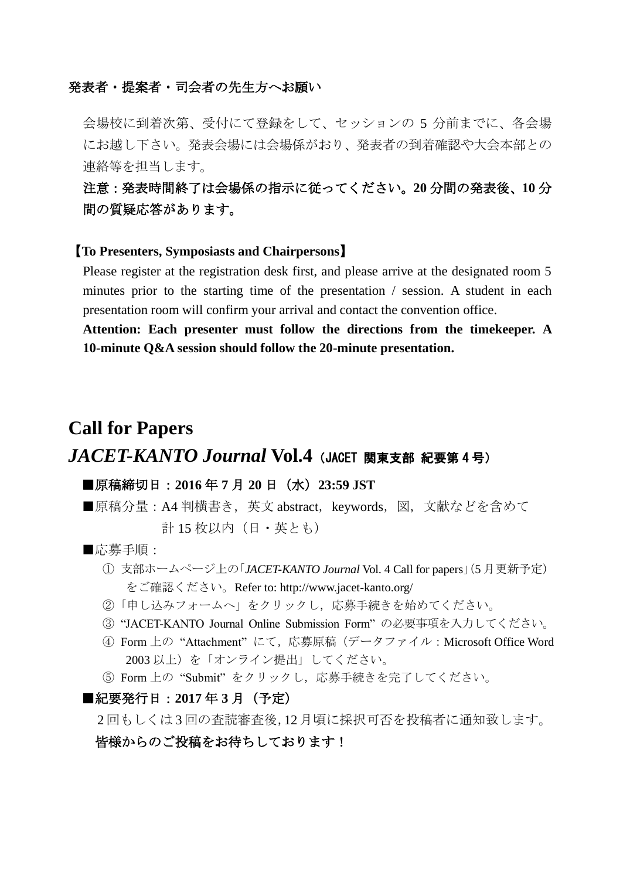**発表者・提案者・司会者の先生方へお願い**

会場校に到着次第、受付にて登録をして、セッションの 5 分前までに、各会場にお越し下さい。発表会場には会場係がおり、発表者の到着確認や大会本部との連絡等を担当します。

**注意：発表時間終了は会場係の指示に従ってください。20 分間の発表後、10 分間の質疑応答があります。**

**【To Presenters, Symposiasts and Chairpersons】**

Please register at the registration desk first, and please arrive at the designated room 5 minutes prior to the starting time of the presentation / session. A student in each presentation room will confirm your arrival and contact the convention office.

**Attention: Each presenter must follow the directions from the timekeeper. A 10-minute Q&A session should follow the 20-minute presentation.**

## Call for Papers

## *JACET-KANTO Journal* Vol.4（JACET 関東支部 紀要第 4 号）

■**原稿締切日：2016 年 7 月 20 日（水）23:59 JST**

■原稿分量：A4 判横書き，英文 abstract，keywords，図，文献などを含めて
　　　　　計 15 枚以内（日・英とも）

■応募手順：

① 支部ホームページ上の「*JACET-KANTO Journal* Vol. 4 Call for papers」(5 月更新予定）をご確認ください。Refer to: http://www.jacet-kanto.org/

②「申し込みフォームへ」をクリックし，応募手続きを始めてください。

③ “JACET-KANTO Journal Online Submission Form” の必要事項を入力してください。

④ Form 上の “Attachment” にて，応募原稿（データファイル：Microsoft Office Word 2003 以上）を「オンライン提出」してください。

⑤ Form 上の “Submit” をクリックし，応募手続きを完了してください。

■**紀要発行日：2017 年 3 月（予定）**

2 回もしくは 3 回の査読審査後, 12 月頃に採択可否を投稿者に通知致します。

**皆様からのご投稿をお待ちしております！**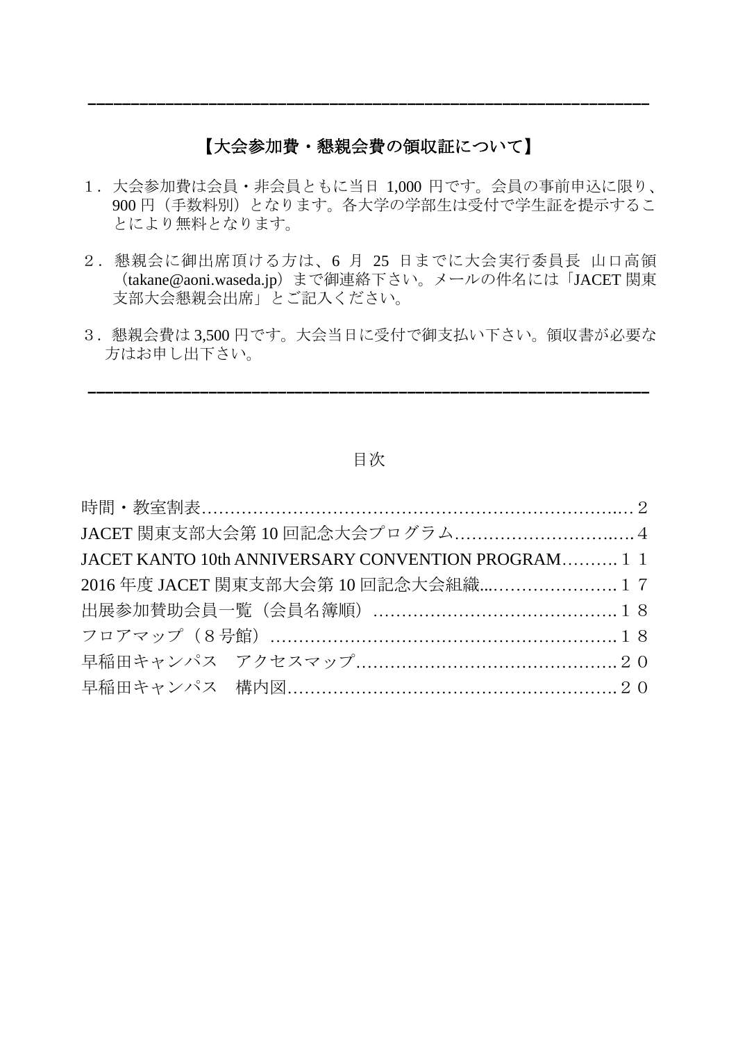---

## 【大会参加費・懇親会費の領収証について】

１．大会参加費は会員・非会員ともに当日 1,000 円です。会員の事前申込に限り、900 円（手数料別）となります。各大学の学部生は受付で学生証を提示することにより無料となります。

２．懇親会に御出席頂ける方は、6 月 25 日までに大会実行委員長 山口高領（takane@aoni.waseda.jp）まで御連絡下さい。メールの件名には「JACET 関東支部大会懇親会出席」とご記入ください。

３．懇親会費は 3,500 円です。大会当日に受付で御支払い下さい。領収書が必要な方はお申し出下さい。

---

## 目次

時間・教室割表………………………………………………………………..．２
JACET 関東支部大会第 10 回記念大会プログラム………………………..….４
JACET KANTO 10th ANNIVERSARY CONVENTION PROGRAM……….１１
2016 年度 JACET 関東支部大会第 10 回記念大会組織...…………………．１７
出展参加賛助会員一覧（会員名簿順）…………………………………….１８
フロアマップ（８号館）…………………………………………………….１８
早稲田キャンパス　アクセスマップ……………………………………….２０
早稲田キャンパス　構内図………………………………………………….２０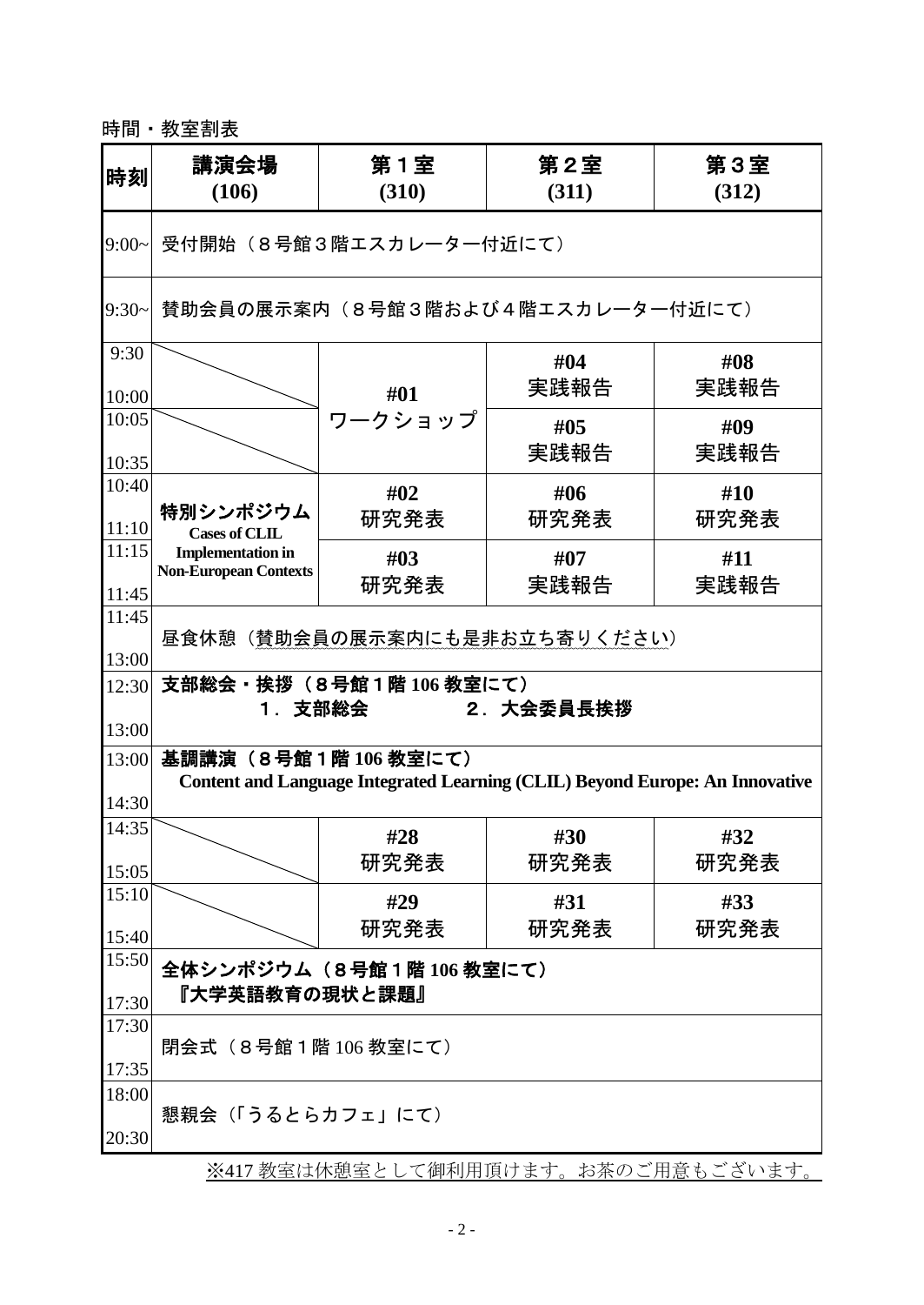時間・教室割表

| 時刻 | 講演会場 (106) | 第１室 (310) | 第２室 (311) | 第３室 (312) |
|---|---|---|---|---|
| 9:00~ | 受付開始（８号館３階エスカレーター付近にて） | | | |
| 9:30~ | 賛助会員の展示案内（８号館３階および４階エスカレーター付近にて） | | | |
| 9:30<br>10:00 | | #01<br>ワークショップ | #04<br>実践報告 | #08<br>実践報告 |
| 10:05<br>10:35 | | | #05<br>実践報告 | #09<br>実践報告 |
| 10:40<br>11:10 | 特別シンポジウム<br>Cases of CLIL Implementation in Non-European Contexts | #02<br>研究発表 | #06<br>研究発表 | #10<br>研究発表 |
| 11:15<br>11:45 | | #03<br>研究発表 | #07<br>実践報告 | #11<br>実践報告 |
| 11:45<br>13:00 | 昼食休憩（賛助会員の展示案内にも是非お立ち寄りください） | | | |
| 12:30<br>13:00 | **支部総会・挨拶（８号館１階 106 教室にて）**<br>**１．支部総会　２．大会委員長挨拶** | | | |
| 13:00<br>14:30 | **基調講演（８号館１階 106 教室にて）**<br>**Content and Language Integrated Learning (CLIL) Beyond Europe: An Innovative** | | | |
| 14:35<br>15:05 | | #28<br>研究発表 | #30<br>研究発表 | #32<br>研究発表 |
| 15:10<br>15:40 | | #29<br>研究発表 | #31<br>研究発表 | #33<br>研究発表 |
| 15:50<br>17:30 | **全体シンポジウム（８号館１階 106 教室にて）**<br>**『大学英語教育の現状と課題』** | | | |
| 17:30<br>17:35 | 閉会式（８号館１階 106 教室にて） | | | |
| 18:00<br>20:30 | 懇親会（「うるとらカフェ」にて） | | | |

※417 教室は休憩室として御利用頂けます。お茶のご用意もございます。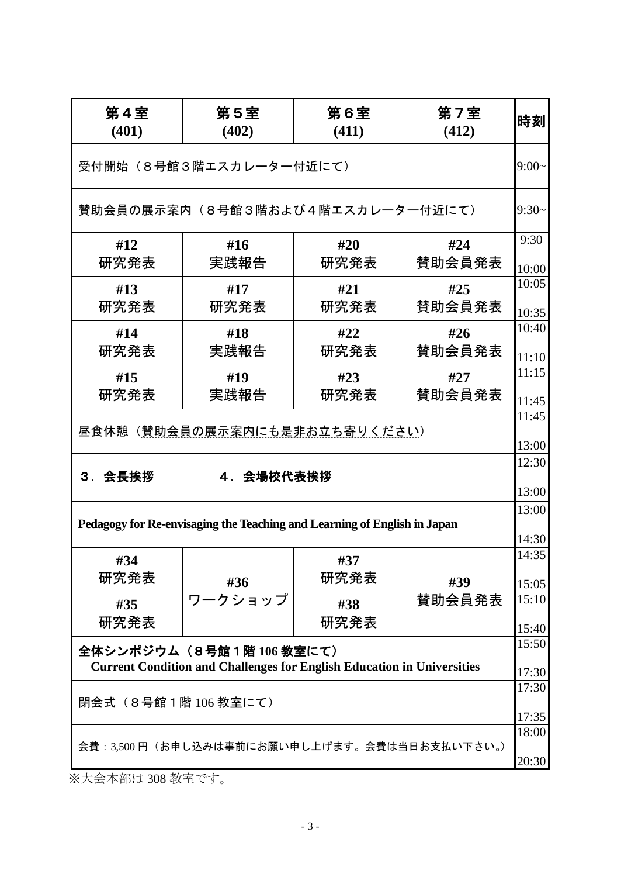| 第４室 (401) | 第５室 (402) | 第６室 (411) | 第７室 (412) | 時刻 |
|---|---|---|---|---|
| 受付開始（８号館３階エスカレーター付近にて） | | | | 9:00~ |
| 賛助会員の展示案内（８号館３階および４階エスカレーター付近にて） | | | | 9:30~ |
| #12 研究発表 | #16 実践報告 | #20 研究発表 | #24 賛助会員発表 | 9:30 10:00 |
| #13 研究発表 | #17 研究発表 | #21 研究発表 | #25 賛助会員発表 | 10:05 10:35 |
| #14 研究発表 | #18 実践報告 | #22 研究発表 | #26 賛助会員発表 | 10:40 11:10 |
| #15 研究発表 | #19 実践報告 | #23 研究発表 | #27 賛助会員発表 | 11:15 11:45 |
| 昼食休憩（賛助会員の展示案内にも是非お立ち寄りください） | | | | 11:45 13:00 |
| ３．会長挨拶　　４．会場校代表挨拶 | | | | 12:30 13:00 |
| Pedagogy for Re-envisaging the Teaching and Learning of English in Japan | | | | 13:00 14:30 |
| #34 研究発表 | #36 ワークショップ | #37 研究発表 | #39 賛助会員発表 | 14:35 15:05 |
| #35 研究発表 | | #38 研究発表 | | 15:10 15:40 |
| 全体シンポジウム（８号館１階 106 教室にて） Current Condition and Challenges for English Education in Universities | | | | 15:50 17:30 |
| 閉会式（８号館１階 106 教室にて） | | | | 17:30 17:35 |
| 会費：3,500 円（お申し込みは事前にお願い申し上げます。会費は当日お支払い下さい。） | | | | 18:00 20:30 |

※大会本部は 308 教室です。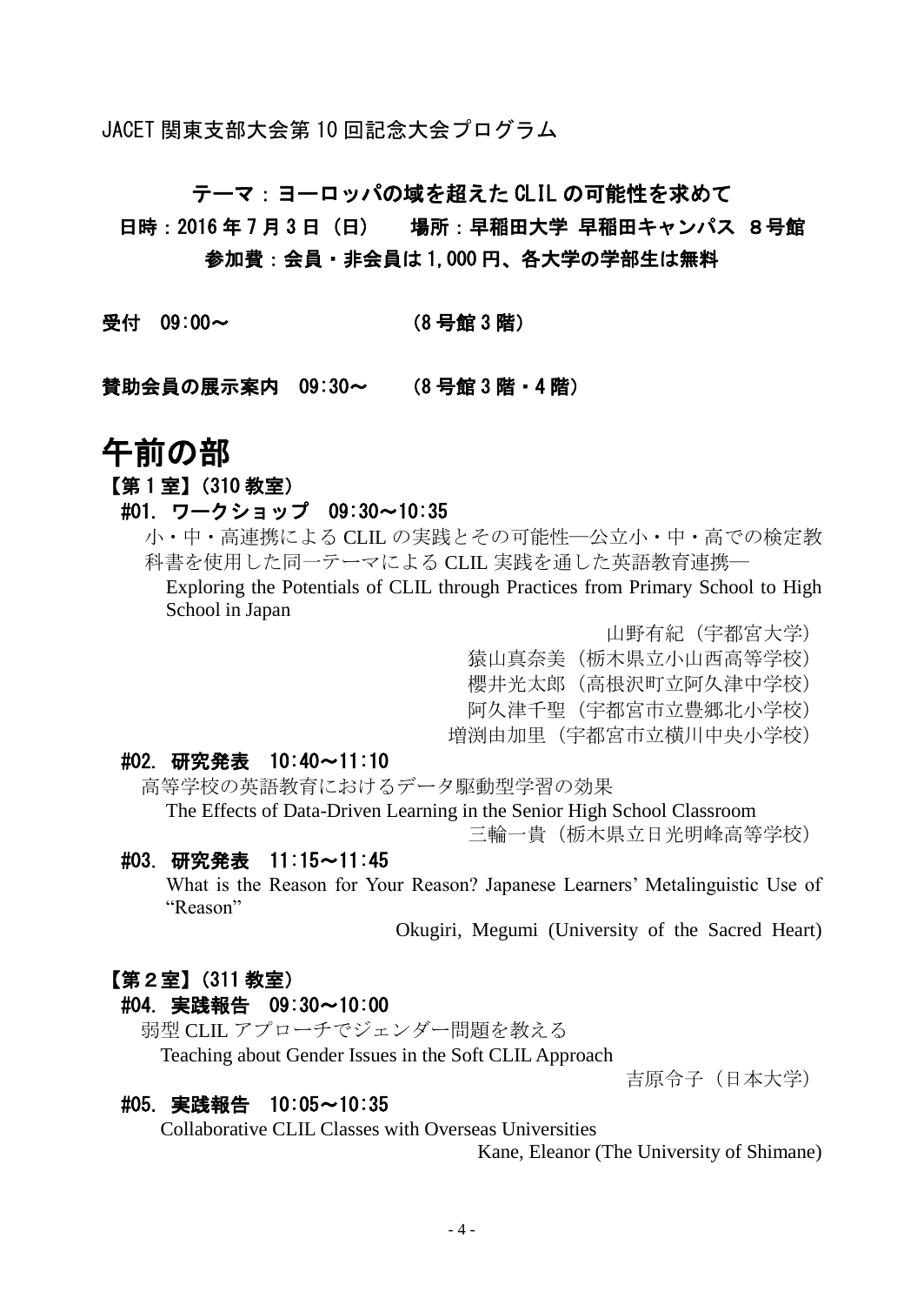JACET 関東支部大会第 10 回記念大会プログラム

**テーマ：ヨーロッパの域を超えた CLIL の可能性を求めて**

**日時：2016 年 7 月 3 日（日）　場所：早稲田大学 早稲田キャンパス ８号館**

**参加費：会員・非会員は 1,000 円、各大学の学部生は無料**

**受付　09:00～　　　　　(8 号館 3 階)**

**賛助会員の展示案内　09:30～　　(8 号館 3 階・4 階)**

# 午前の部

## 【第 1 室】(310 教室)

### #01. ワークショップ　09:30～10:35

小・中・高連携による CLIL の実践とその可能性―公立小・中・高での検定教科書を使用した同一テーマによる CLIL 実践を通した英語教育連携―

Exploring the Potentials of CLIL through Practices from Primary School to High School in Japan

山野有紀（宇都宮大学）
猿山真奈美（栃木県立小山西高等学校）
櫻井光太郎（高根沢町立阿久津中学校）
阿久津千聖（宇都宮市立豊郷北小学校）
増渕由加里（宇都宮市立横川中央小学校）

### #02. 研究発表　10:40～11:10

高等学校の英語教育におけるデータ駆動型学習の効果

The Effects of Data-Driven Learning in the Senior High School Classroom

三輪一貴（栃木県立日光明峰高等学校）

### #03. 研究発表　11:15～11:45

What is the Reason for Your Reason? Japanese Learners' Metalinguistic Use of "Reason"

Okugiri, Megumi (University of the Sacred Heart)

## 【第２室】(311 教室)

### #04. 実践報告　09:30～10:00

弱型 CLIL アプローチでジェンダー問題を教える

Teaching about Gender Issues in the Soft CLIL Approach

吉原令子（日本大学）

### #05. 実践報告　10:05～10:35

Collaborative CLIL Classes with Overseas Universities

Kane, Eleanor (The University of Shimane)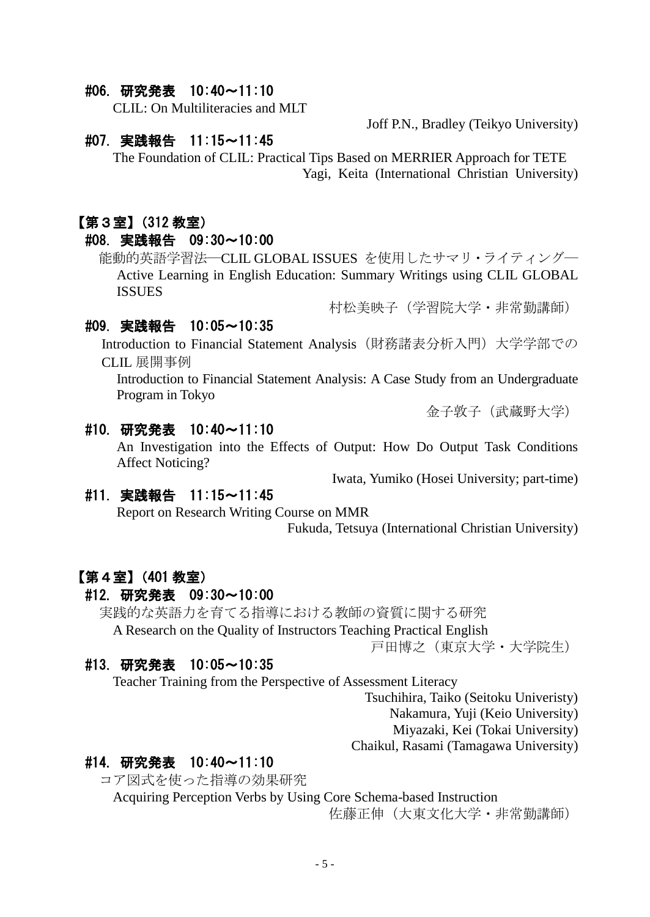### #06. 研究発表　10:40～11:10

CLIL: On Multiliteracies and MLT

Joff P.N., Bradley (Teikyo University)

### #07. 実践報告　11:15～11:45

The Foundation of CLIL: Practical Tips Based on MERRIER Approach for TETE

Yagi, Keita (International Christian University)

## 【第３室】（312 教室）

### #08. 実践報告　09:30～10:00

能動的英語学習法—CLIL GLOBAL ISSUES を使用したサマリ・ライティング—

Active Learning in English Education: Summary Writings using CLIL GLOBAL ISSUES

村松美映子（学習院大学・非常勤講師）

### #09. 実践報告　10:05～10:35

Introduction to Financial Statement Analysis（財務諸表分析入門）大学学部での CLIL 展開事例

Introduction to Financial Statement Analysis: A Case Study from an Undergraduate Program in Tokyo

金子敦子（武蔵野大学）

### #10. 研究発表　10:40～11:10

An Investigation into the Effects of Output: How Do Output Task Conditions Affect Noticing?

Iwata, Yumiko (Hosei University; part-time)

### #11. 実践報告　11:15～11:45

Report on Research Writing Course on MMR

Fukuda, Tetsuya (International Christian University)

## 【第４室】（401 教室）

### #12. 研究発表　09:30～10:00

実践的な英語力を育てる指導における教師の資質に関する研究

A Research on the Quality of Instructors Teaching Practical English

戸田博之（東京大学・大学院生）

### #13. 研究発表　10:05～10:35

Teacher Training from the Perspective of Assessment Literacy

Tsuchihira, Taiko (Seitoku Univeristy)
Nakamura, Yuji (Keio University)
Miyazaki, Kei (Tokai University)
Chaikul, Rasami (Tamagawa University)

### #14. 研究発表　10:40～11:10

コア図式を使った指導の効果研究

Acquiring Perception Verbs by Using Core Schema-based Instruction

佐藤正伸（大東文化大学・非常勤講師）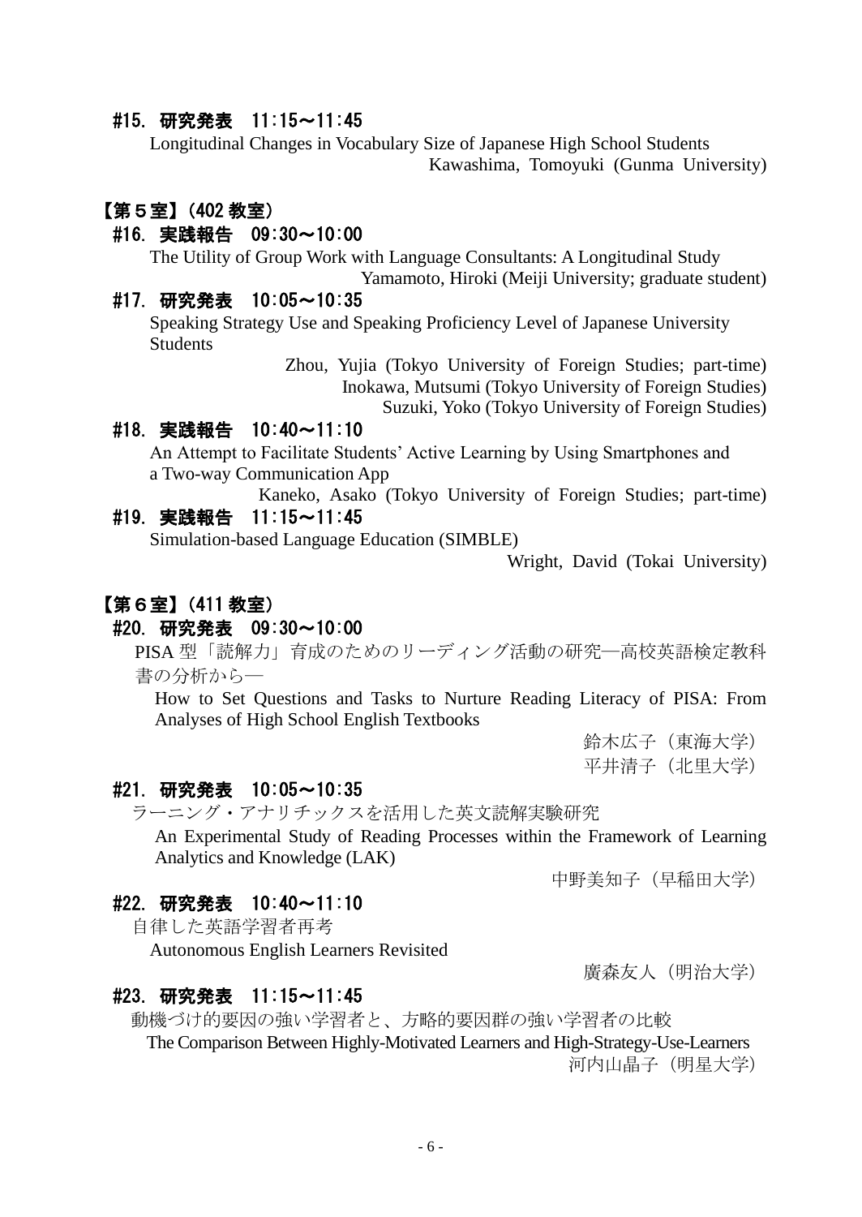#### #15. 研究発表　11:15～11:45

Longitudinal Changes in Vocabulary Size of Japanese High School Students

Kawashima, Tomoyuki (Gunma University)

### 【第５室】(402 教室)

#### #16. 実践報告　09:30～10:00

The Utility of Group Work with Language Consultants: A Longitudinal Study

Yamamoto, Hiroki (Meiji University; graduate student)

#### #17. 研究発表　10:05～10:35

Speaking Strategy Use and Speaking Proficiency Level of Japanese University Students

Zhou, Yujia (Tokyo University of Foreign Studies; part-time)
Inokawa, Mutsumi (Tokyo University of Foreign Studies)
Suzuki, Yoko (Tokyo University of Foreign Studies)

#### #18. 実践報告　10:40～11:10

An Attempt to Facilitate Students' Active Learning by Using Smartphones and a Two-way Communication App

Kaneko, Asako (Tokyo University of Foreign Studies; part-time)

#### #19. 実践報告　11:15～11:45

Simulation-based Language Education (SIMBLE)

Wright, David (Tokai University)

### 【第６室】(411 教室)

#### #20. 研究発表　09:30～10:00

PISA 型「読解力」育成のためのリーディング活動の研究―高校英語検定教科書の分析から―

How to Set Questions and Tasks to Nurture Reading Literacy of PISA: From Analyses of High School English Textbooks

鈴木広子（東海大学）
平井清子（北里大学）

#### #21. 研究発表　10:05～10:35

ラーニング・アナリチックスを活用した英文読解実験研究

An Experimental Study of Reading Processes within the Framework of Learning Analytics and Knowledge (LAK)

中野美知子（早稲田大学）

#### #22. 研究発表　10:40～11:10

自律した英語学習者再考

Autonomous English Learners Revisited

廣森友人（明治大学）

#### #23. 研究発表　11:15～11:45

動機づけ的要因の強い学習者と、方略的要因群の強い学習者の比較

The Comparison Between Highly-Motivated Learners and High-Strategy-Use-Learners

河内山晶子（明星大学）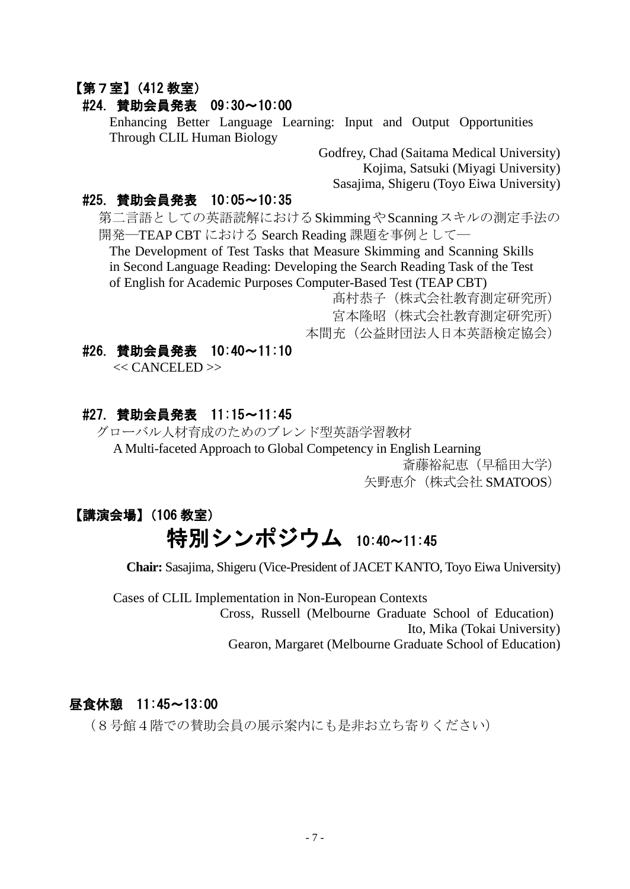## 【第７室】（412 教室）

### #24. 賛助会員発表　09:30～10:00

Enhancing Better Language Learning: Input and Output Opportunities Through CLIL Human Biology

Godfrey, Chad (Saitama Medical University)
Kojima, Satsuki (Miyagi University)
Sasajima, Shigeru (Toyo Eiwa University)

### #25. 賛助会員発表　10:05～10:35

第二言語としての英語読解におけるSkimmingやScanningスキルの測定手法の開発―TEAP CBT における Search Reading 課題を事例として―

The Development of Test Tasks that Measure Skimming and Scanning Skills in Second Language Reading: Developing the Search Reading Task of the Test of English for Academic Purposes Computer-Based Test (TEAP CBT)

髙村恭子（株式会社教育測定研究所）
宮本隆昭（株式会社教育測定研究所）
本間充（公益財団法人日本英語検定協会）

### #26. 賛助会員発表　10:40～11:10

<< CANCELED >>

### #27. 賛助会員発表　11:15～11:45

グローバル人材育成のためのブレンド型英語学習教材

A Multi-faceted Approach to Global Competency in English Learning

斎藤裕紀恵（早稲田大学）
矢野恵介（株式会社 SMATOOS）

## 【講演会場】（106 教室）

# 特別シンポジウム　10:40～11:45

**Chair:** Sasajima, Shigeru (Vice-President of JACET KANTO, Toyo Eiwa University)

Cases of CLIL Implementation in Non-European Contexts

Cross, Russell (Melbourne Graduate School of Education)
Ito, Mika (Tokai University)
Gearon, Margaret (Melbourne Graduate School of Education)

## 昼食休憩　11:45～13:00

（８号館４階での賛助会員の展示案内にも是非お立ち寄りください）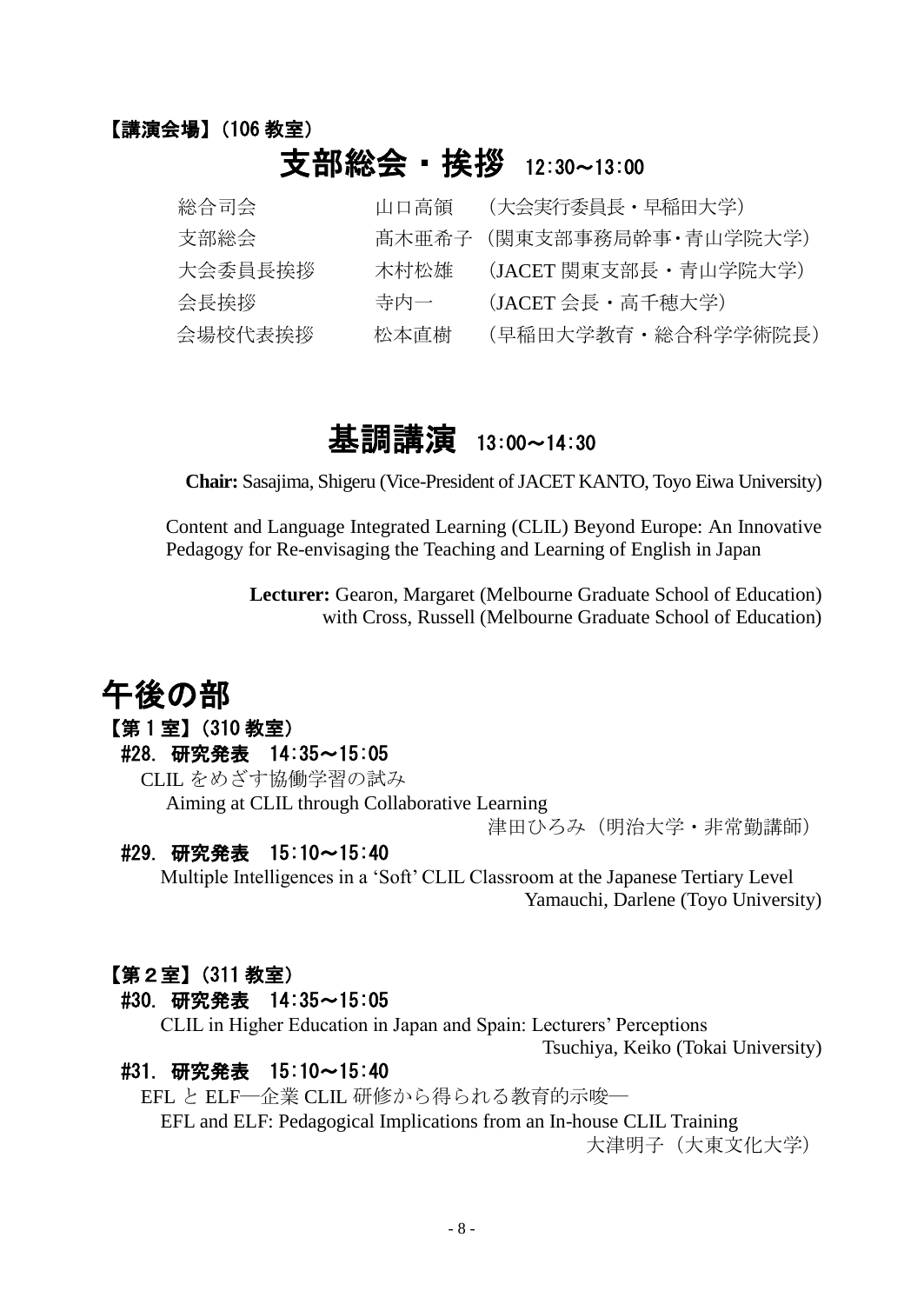【講演会場】（106 教室）

## 支部総会・挨拶　12:30～13:00

| | | |
|---|---|---|
| 総合司会 | 山口高領 | （大会実行委員長・早稲田大学） |
| 支部総会 | 髙木亜希子 | （関東支部事務局幹事・青山学院大学） |
| 大会委員長挨拶 | 木村松雄 | （JACET 関東支部長・青山学院大学） |
| 会長挨拶 | 寺内一 | （JACET 会長・高千穂大学） |
| 会場校代表挨拶 | 松本直樹 | （早稲田大学教育・総合科学学術院長） |

## 基調講演　13:00～14:30

**Chair:** Sasajima, Shigeru (Vice-President of JACET KANTO, Toyo Eiwa University)

Content and Language Integrated Learning (CLIL) Beyond Europe: An Innovative Pedagogy for Re-envisaging the Teaching and Learning of English in Japan

**Lecturer:** Gearon, Margaret (Melbourne Graduate School of Education)
with Cross, Russell (Melbourne Graduate School of Education)

# 午後の部

【第 1 室】（310 教室）

**#28. 研究発表　14:35～15:05**

CLIL をめざす協働学習の試み
Aiming at CLIL through Collaborative Learning
津田ひろみ（明治大学・非常勤講師）

**#29. 研究発表　15:10～15:40**

Multiple Intelligences in a 'Soft' CLIL Classroom at the Japanese Tertiary Level
Yamauchi, Darlene (Toyo University)

【第 2 室】（311 教室）

**#30. 研究発表　14:35～15:05**

CLIL in Higher Education in Japan and Spain: Lecturers' Perceptions
Tsuchiya, Keiko (Tokai University)

**#31. 研究発表　15:10～15:40**

EFL と ELF―企業 CLIL 研修から得られる教育的示唆―
EFL and ELF: Pedagogical Implications from an In-house CLIL Training
大津明子（大東文化大学）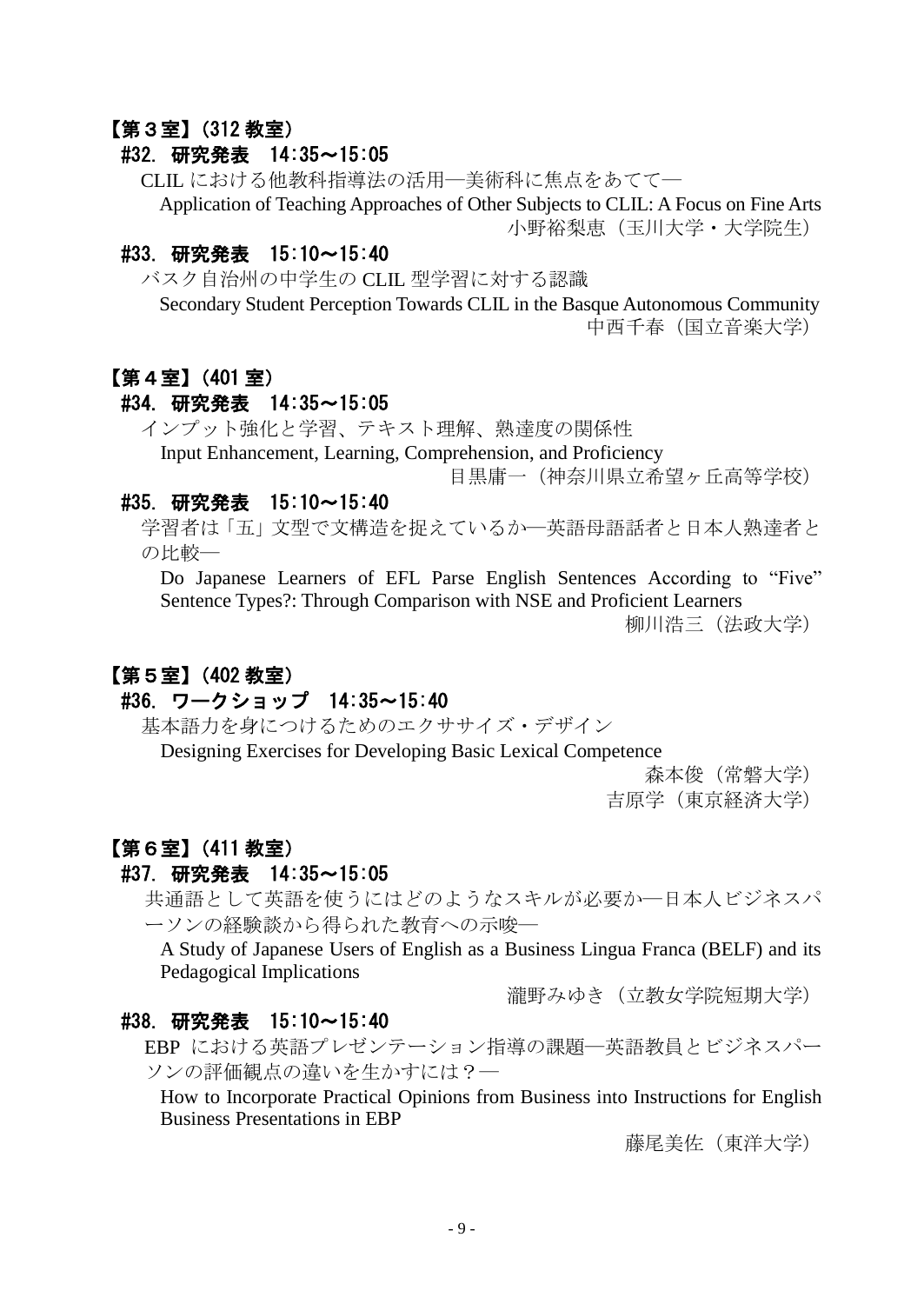## 【第３室】(312 教室)

### #32. 研究発表　14:35～15:05

CLIL における他教科指導法の活用―美術科に焦点をあてて―

Application of Teaching Approaches of Other Subjects to CLIL: A Focus on Fine Arts

小野裕梨恵（玉川大学・大学院生）

### #33. 研究発表　15:10～15:40

バスク自治州の中学生の CLIL 型学習に対する認識

Secondary Student Perception Towards CLIL in the Basque Autonomous Community

中西千春（国立音楽大学）

## 【第４室】(401 室)

### #34. 研究発表　14:35～15:05

インプット強化と学習、テキスト理解、熟達度の関係性

Input Enhancement, Learning, Comprehension, and Proficiency

目黒庸一（神奈川県立希望ヶ丘高等学校）

### #35. 研究発表　15:10～15:40

学習者は「五」文型で文構造を捉えているか―英語母語話者と日本人熟達者との比較―

Do Japanese Learners of EFL Parse English Sentences According to "Five" Sentence Types?: Through Comparison with NSE and Proficient Learners

柳川浩三（法政大学）

## 【第５室】(402 教室)

### #36. ワークショップ　14:35～15:40

基本語力を身につけるためのエクササイズ・デザイン

Designing Exercises for Developing Basic Lexical Competence

森本俊（常磐大学）
吉原学（東京経済大学）

## 【第６室】(411 教室)

### #37. 研究発表　14:35～15:05

共通語として英語を使うにはどのようなスキルが必要か―日本人ビジネスパーソンの経験談から得られた教育への示唆―

A Study of Japanese Users of English as a Business Lingua Franca (BELF) and its Pedagogical Implications

瀧野みゆき（立教女学院短期大学）

### #38. 研究発表　15:10～15:40

EBP における英語プレゼンテーション指導の課題―英語教員とビジネスパーソンの評価観点の違いを生かすには？―

How to Incorporate Practical Opinions from Business into Instructions for English Business Presentations in EBP

藤尾美佐（東洋大学）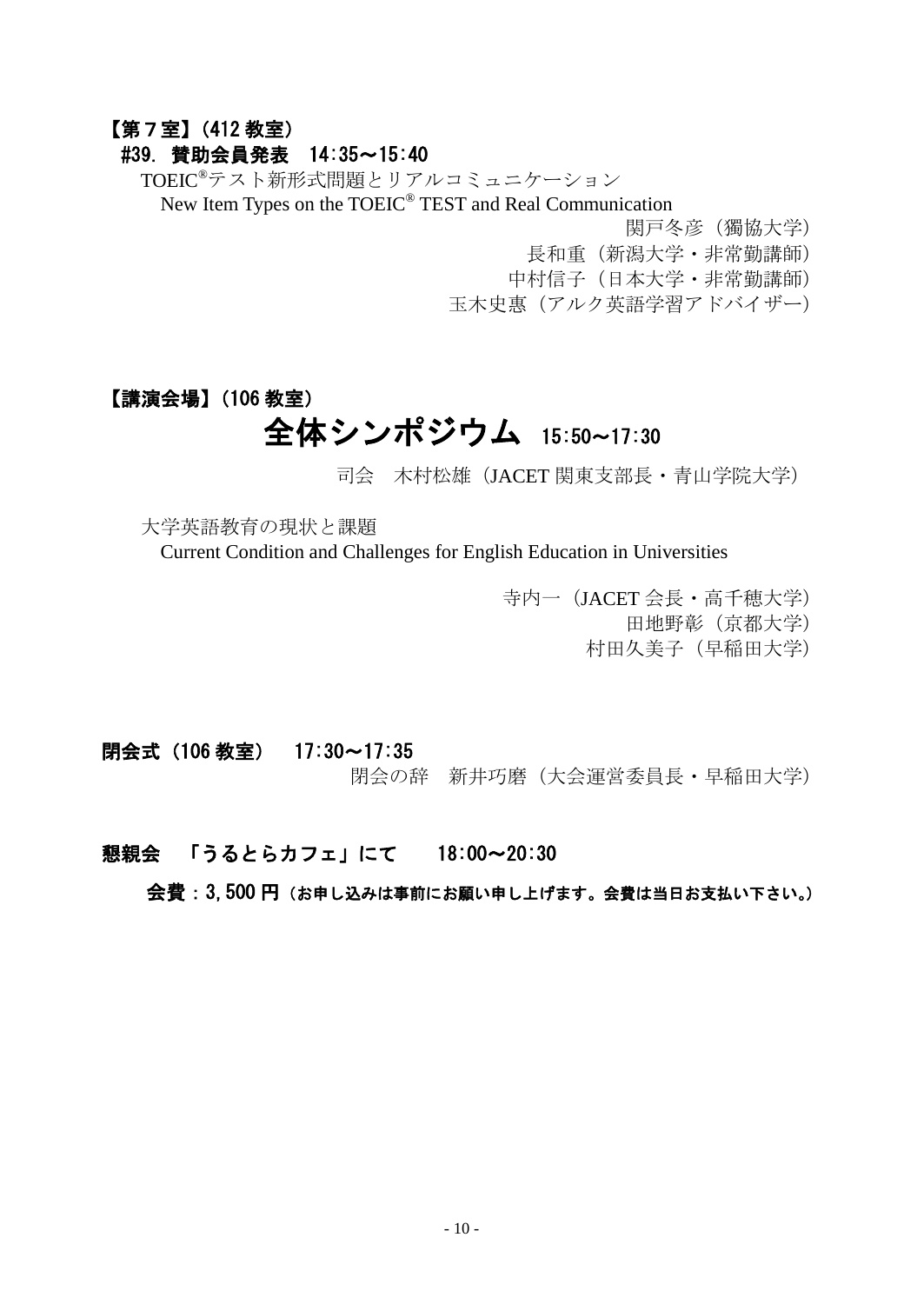**【第７室】（412 教室）**

**#39. 賛助会員発表　14:35～15:40**

TOEIC®テスト新形式問題とリアルコミュニケーション

New Item Types on the TOEIC® TEST and Real Communication

関戸冬彦（獨協大学）

長和重（新潟大学・非常勤講師）

中村信子（日本大学・非常勤講師）

玉木史惠（アルク英語学習アドバイザー）

**【講演会場】（106 教室）**

# 全体シンポジウム　15:50～17:30

司会　木村松雄（JACET 関東支部長・青山学院大学）

大学英語教育の現状と課題

Current Condition and Challenges for English Education in Universities

寺内一（JACET 会長・高千穂大学）

田地野彰（京都大学）

村田久美子（早稲田大学）

**閉会式（106 教室）　17:30～17:35**

閉会の辞　新井巧磨（大会運営委員長・早稲田大学）

**懇親会　「うるとらカフェ」にて　18:00～20:30**

**会費：3,500 円（お申し込みは事前にお願い申し上げます。会費は当日お支払い下さい。）**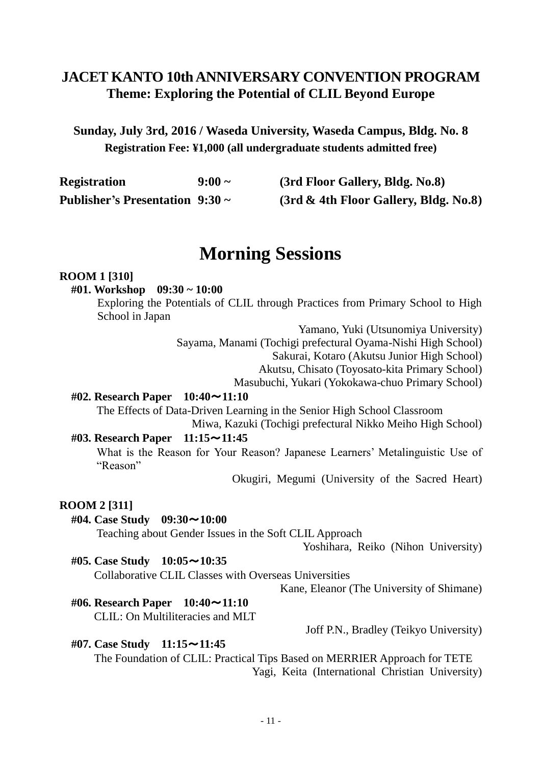## JACET KANTO 10th ANNIVERSARY CONVENTION PROGRAM
**Theme: Exploring the Potential of CLIL Beyond Europe**

**Sunday, July 3rd, 2016 / Waseda University, Waseda Campus, Bldg. No. 8**
**Registration Fee: ¥1,000 (all undergraduate students admitted free)**

| | | |
|---|---|---|
| **Registration** | **9:00 ~** | **(3rd Floor Gallery, Bldg. No.8)** |
| **Publisher's Presentation** | **9:30 ~** | **(3rd & 4th Floor Gallery, Bldg. No.8)** |

# Morning Sessions

**ROOM 1 [310]**

**#01. Workshop 09:30 ~ 10:00**

Exploring the Potentials of CLIL through Practices from Primary School to High School in Japan

Yamano, Yuki (Utsunomiya University)
Sayama, Manami (Tochigi prefectural Oyama-Nishi High School)
Sakurai, Kotaro (Akutsu Junior High School)
Akutsu, Chisato (Toyosato-kita Primary School)
Masubuchi, Yukari (Yokokawa-chuo Primary School)

**#02. Research Paper 10:40～11:10**

The Effects of Data-Driven Learning in the Senior High School Classroom

Miwa, Kazuki (Tochigi prefectural Nikko Meiho High School)

**#03. Research Paper 11:15～11:45**

What is the Reason for Your Reason? Japanese Learners' Metalinguistic Use of "Reason"

Okugiri, Megumi (University of the Sacred Heart)

**ROOM 2 [311]**

**#04. Case Study 09:30～10:00**

Teaching about Gender Issues in the Soft CLIL Approach

Yoshihara, Reiko (Nihon University)

**#05. Case Study 10:05～10:35**

Collaborative CLIL Classes with Overseas Universities

Kane, Eleanor (The University of Shimane)

**#06. Research Paper 10:40～11:10**

CLIL: On Multiliteracies and MLT

Joff P.N., Bradley (Teikyo University)

**#07. Case Study 11:15～11:45**

The Foundation of CLIL: Practical Tips Based on MERRIER Approach for TETE

Yagi, Keita (International Christian University)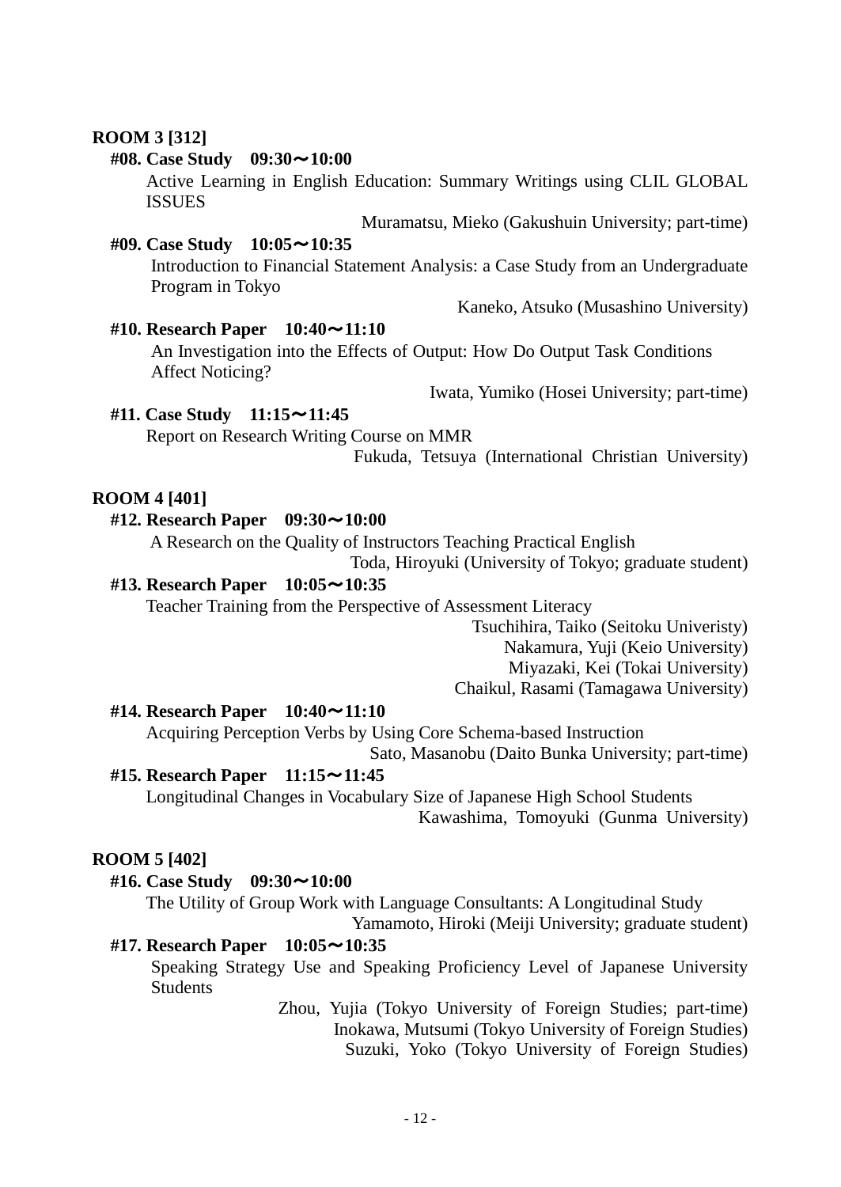**ROOM 3 [312]**

**#08. Case Study　09:30～10:00**

Active Learning in English Education: Summary Writings using CLIL GLOBAL ISSUES

Muramatsu, Mieko (Gakushuin University; part-time)

**#09. Case Study　10:05～10:35**

Introduction to Financial Statement Analysis: a Case Study from an Undergraduate Program in Tokyo

Kaneko, Atsuko (Musashino University)

**#10. Research Paper　10:40～11:10**

An Investigation into the Effects of Output: How Do Output Task Conditions Affect Noticing?

Iwata, Yumiko (Hosei University; part-time)

**#11. Case Study　11:15～11:45**

Report on Research Writing Course on MMR

Fukuda, Tetsuya (International Christian University)

**ROOM 4 [401]**

**#12. Research Paper　09:30～10:00**

A Research on the Quality of Instructors Teaching Practical English

Toda, Hiroyuki (University of Tokyo; graduate student)

**#13. Research Paper　10:05～10:35**

Teacher Training from the Perspective of Assessment Literacy

Tsuchihira, Taiko (Seitoku Univeristy)
Nakamura, Yuji (Keio University)
Miyazaki, Kei (Tokai University)
Chaikul, Rasami (Tamagawa University)

**#14. Research Paper　10:40～11:10**

Acquiring Perception Verbs by Using Core Schema-based Instruction

Sato, Masanobu (Daito Bunka University; part-time)

**#15. Research Paper　11:15～11:45**

Longitudinal Changes in Vocabulary Size of Japanese High School Students

Kawashima, Tomoyuki (Gunma University)

**ROOM 5 [402]**

**#16. Case Study　09:30～10:00**

The Utility of Group Work with Language Consultants: A Longitudinal Study

Yamamoto, Hiroki (Meiji University; graduate student)

**#17. Research Paper　10:05～10:35**

Speaking Strategy Use and Speaking Proficiency Level of Japanese University Students

Zhou, Yujia (Tokyo University of Foreign Studies; part-time)
Inokawa, Mutsumi (Tokyo University of Foreign Studies)
Suzuki, Yoko (Tokyo University of Foreign Studies)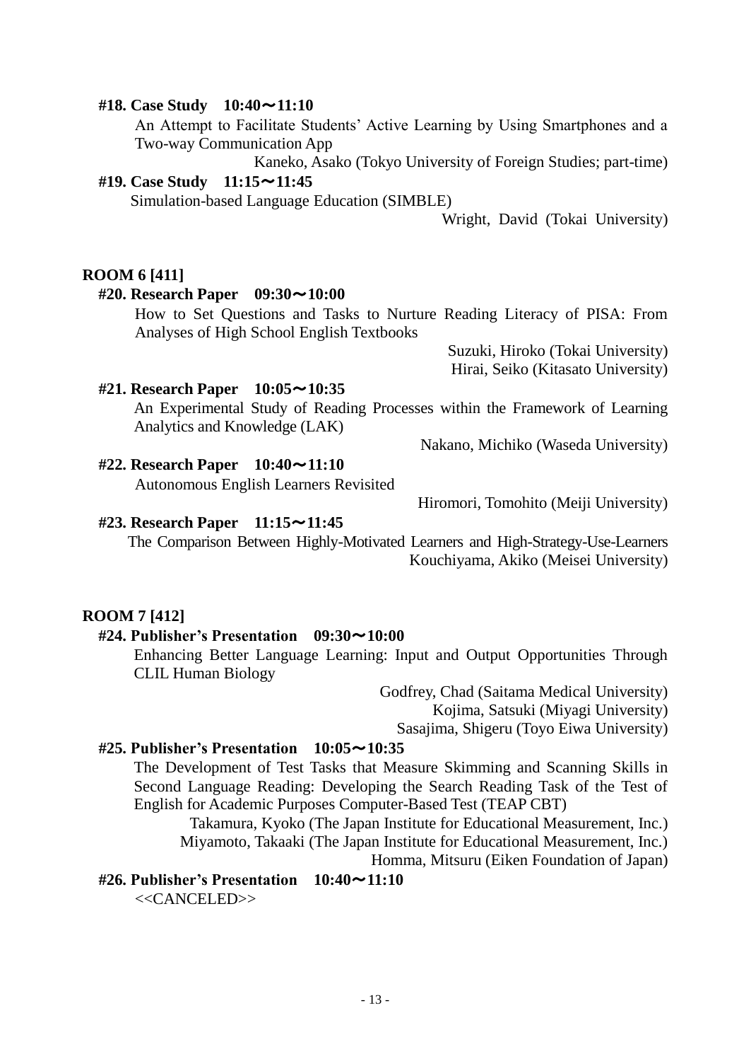**#18. Case Study 10:40〜11:10**

An Attempt to Facilitate Students' Active Learning by Using Smartphones and a Two-way Communication App

Kaneko, Asako (Tokyo University of Foreign Studies; part-time)

**#19. Case Study 11:15〜11:45**

Simulation-based Language Education (SIMBLE)

Wright, David (Tokai University)

## ROOM 6 [411]

**#20. Research Paper 09:30〜10:00**

How to Set Questions and Tasks to Nurture Reading Literacy of PISA: From Analyses of High School English Textbooks

Suzuki, Hiroko (Tokai University)
Hirai, Seiko (Kitasato University)

**#21. Research Paper 10:05〜10:35**

An Experimental Study of Reading Processes within the Framework of Learning Analytics and Knowledge (LAK)

Nakano, Michiko (Waseda University)

**#22. Research Paper 10:40〜11:10**

Autonomous English Learners Revisited

Hiromori, Tomohito (Meiji University)

**#23. Research Paper 11:15〜11:45**

The Comparison Between Highly-Motivated Learners and High-Strategy-Use-Learners

Kouchiyama, Akiko (Meisei University)

## ROOM 7 [412]

**#24. Publisher's Presentation 09:30〜10:00**

Enhancing Better Language Learning: Input and Output Opportunities Through CLIL Human Biology

Godfrey, Chad (Saitama Medical University)
Kojima, Satsuki (Miyagi University)
Sasajima, Shigeru (Toyo Eiwa University)

**#25. Publisher's Presentation 10:05〜10:35**

The Development of Test Tasks that Measure Skimming and Scanning Skills in Second Language Reading: Developing the Search Reading Task of the Test of English for Academic Purposes Computer-Based Test (TEAP CBT)

Takamura, Kyoko (The Japan Institute for Educational Measurement, Inc.)
Miyamoto, Takaaki (The Japan Institute for Educational Measurement, Inc.)
Homma, Mitsuru (Eiken Foundation of Japan)

**#26. Publisher's Presentation 10:40〜11:10**

<<CANCELED>>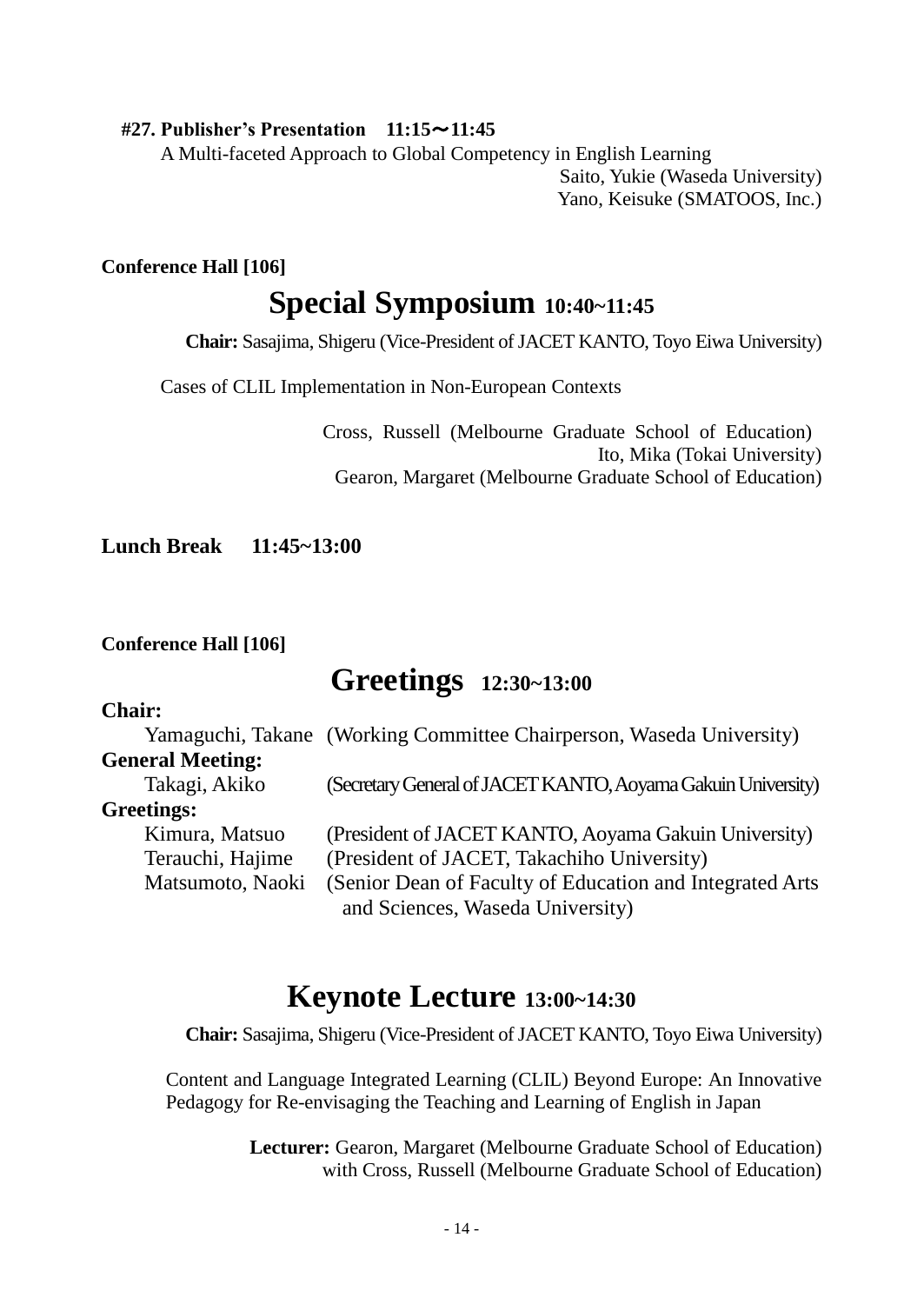**#27. Publisher's Presentation　11:15～11:45**

A Multi-faceted Approach to Global Competency in English Learning

Saito, Yukie (Waseda University)
Yano, Keisuke (SMATOOS, Inc.)

**Conference Hall [106]**

## Special Symposium 10:40~11:45

**Chair:** Sasajima, Shigeru (Vice-President of JACET KANTO, Toyo Eiwa University)

Cases of CLIL Implementation in Non-European Contexts

Cross, Russell (Melbourne Graduate School of Education)
Ito, Mika (Tokai University)
Gearon, Margaret (Melbourne Graduate School of Education)

**Lunch Break　11:45~13:00**

**Conference Hall [106]**

## Greetings 12:30~13:00

**Chair:**

Yamaguchi, Takane (Working Committee Chairperson, Waseda University)

**General Meeting:**

Takagi, Akiko (Secretary General of JACET KANTO, Aoyama Gakuin University)

**Greetings:**

Kimura, Matsuo (President of JACET KANTO, Aoyama Gakuin University)
Terauchi, Hajime (President of JACET, Takachiho University)
Matsumoto, Naoki (Senior Dean of Faculty of Education and Integrated Arts and Sciences, Waseda University)

## Keynote Lecture 13:00~14:30

**Chair:** Sasajima, Shigeru (Vice-President of JACET KANTO, Toyo Eiwa University)

Content and Language Integrated Learning (CLIL) Beyond Europe: An Innovative Pedagogy for Re-envisaging the Teaching and Learning of English in Japan

**Lecturer:** Gearon, Margaret (Melbourne Graduate School of Education)
with Cross, Russell (Melbourne Graduate School of Education)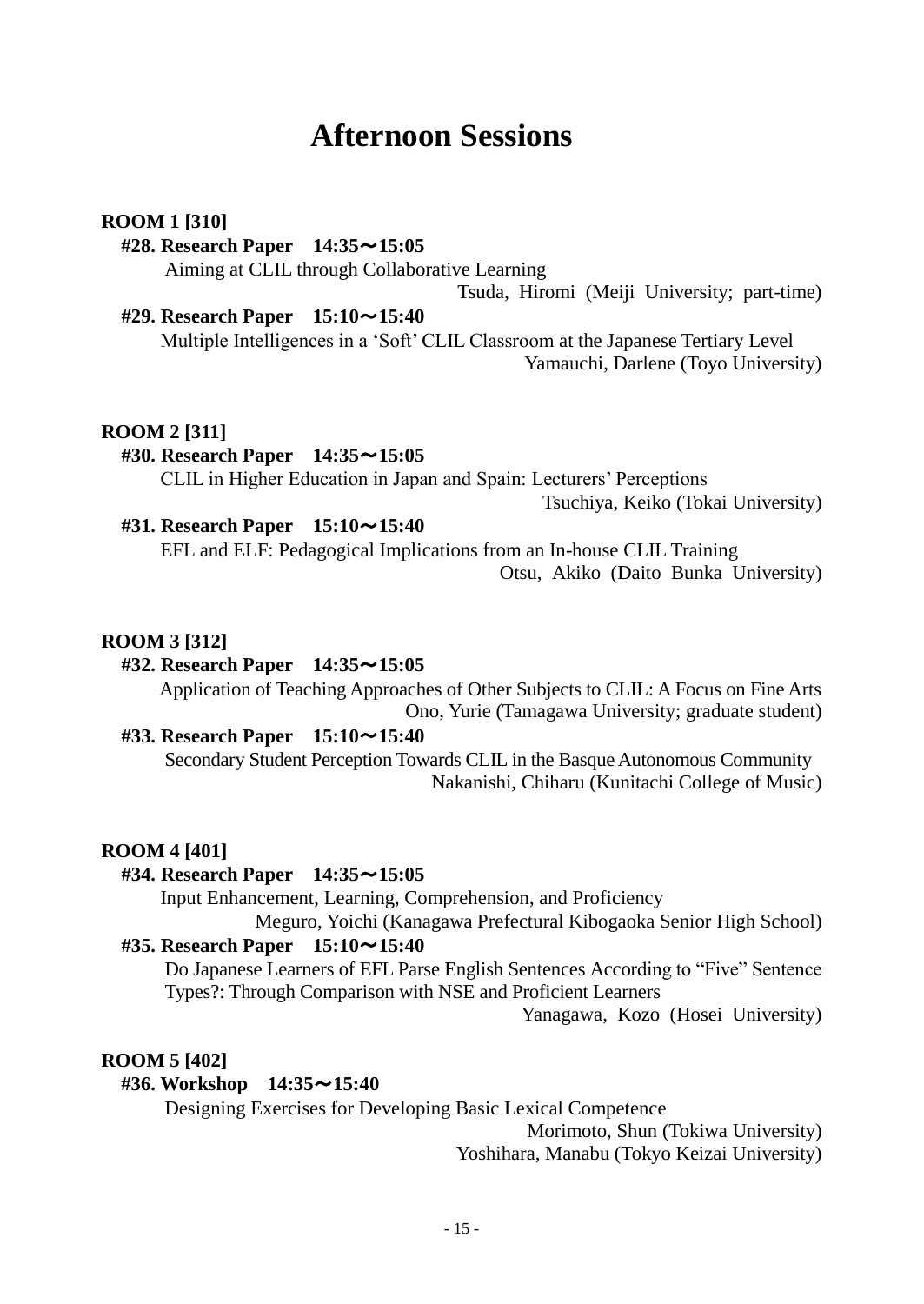# Afternoon Sessions

**ROOM 1 [310]**

**#28. Research Paper　14:35～15:05**

Aiming at CLIL through Collaborative Learning

Tsuda, Hiromi (Meiji University; part-time)

**#29. Research Paper　15:10～15:40**

Multiple Intelligences in a 'Soft' CLIL Classroom at the Japanese Tertiary Level

Yamauchi, Darlene (Toyo University)

**ROOM 2 [311]**

**#30. Research Paper　14:35～15:05**

CLIL in Higher Education in Japan and Spain: Lecturers' Perceptions

Tsuchiya, Keiko (Tokai University)

**#31. Research Paper　15:10～15:40**

EFL and ELF: Pedagogical Implications from an In-house CLIL Training

Otsu, Akiko (Daito Bunka University)

**ROOM 3 [312]**

**#32. Research Paper　14:35～15:05**

Application of Teaching Approaches of Other Subjects to CLIL: A Focus on Fine Arts

Ono, Yurie (Tamagawa University; graduate student)

**#33. Research Paper　15:10～15:40**

Secondary Student Perception Towards CLIL in the Basque Autonomous Community

Nakanishi, Chiharu (Kunitachi College of Music)

**ROOM 4 [401]**

**#34. Research Paper　14:35～15:05**

Input Enhancement, Learning, Comprehension, and Proficiency

Meguro, Yoichi (Kanagawa Prefectural Kibogaoka Senior High School)

**#35. Research Paper　15:10～15:40**

Do Japanese Learners of EFL Parse English Sentences According to "Five" Sentence Types?: Through Comparison with NSE and Proficient Learners

Yanagawa, Kozo (Hosei University)

**ROOM 5 [402]**

**#36. Workshop　14:35～15:40**

Designing Exercises for Developing Basic Lexical Competence

Morimoto, Shun (Tokiwa University)
Yoshihara, Manabu (Tokyo Keizai University)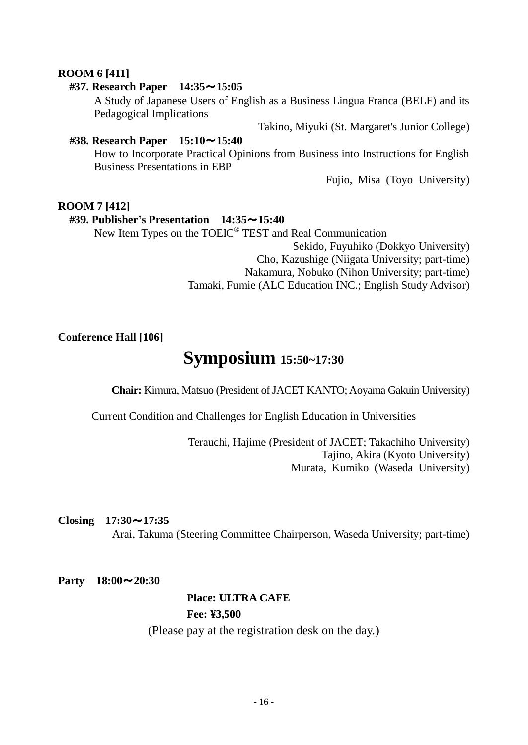**ROOM 6 [411]**

**#37. Research Paper　14:35～15:05**

A Study of Japanese Users of English as a Business Lingua Franca (BELF) and its Pedagogical Implications

Takino, Miyuki (St. Margaret's Junior College)

**#38. Research Paper　15:10～15:40**

How to Incorporate Practical Opinions from Business into Instructions for English Business Presentations in EBP

Fujio, Misa (Toyo University)

**ROOM 7 [412]**

**#39. Publisher's Presentation　14:35～15:40**

New Item Types on the TOEIC® TEST and Real Communication

Sekido, Fuyuhiko (Dokkyo University)
Cho, Kazushige (Niigata University; part-time)
Nakamura, Nobuko (Nihon University; part-time)
Tamaki, Fumie (ALC Education INC.; English Study Advisor)

**Conference Hall [106]**

# Symposium 15:50~17:30

**Chair:** Kimura, Matsuo (President of JACET KANTO; Aoyama Gakuin University)

Current Condition and Challenges for English Education in Universities

Terauchi, Hajime (President of JACET; Takachiho University)
Tajino, Akira (Kyoto University)
Murata, Kumiko (Waseda University)

**Closing　17:30～17:35**

Arai, Takuma (Steering Committee Chairperson, Waseda University; part-time)

**Party　18:00～20:30**

**Place: ULTRA CAFE**

**Fee: ¥3,500**

(Please pay at the registration desk on the day.)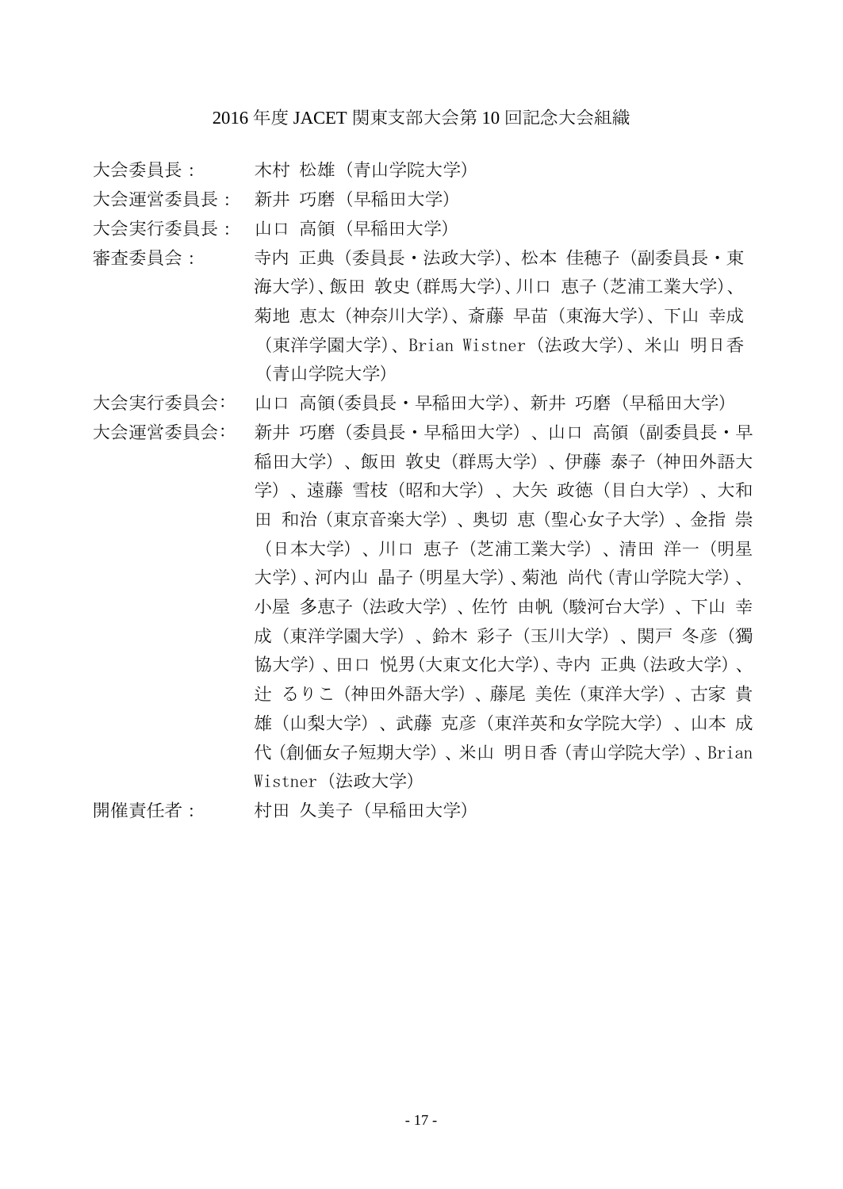# 2016 年度 JACET 関東支部大会第 10 回記念大会組織

大会委員長： 木村 松雄（青山学院大学）

大会運営委員長： 新井 巧磨（早稲田大学）

大会実行委員長： 山口 高領（早稲田大学）

審査委員会： 寺内 正典（委員長・法政大学)、松本 佳穂子（副委員長・東海大学)、飯田 敦史(群馬大学)、川口 恵子(芝浦工業大学)、菊地 恵太（神奈川大学)、斎藤 早苗（東海大学)、下山 幸成（東洋学園大学)、Brian Wistner（法政大学)、米山 明日香（青山学院大学)

大会実行委員会: 山口 高領(委員長・早稲田大学)、新井 巧磨（早稲田大学）

大会運営委員会: 新井 巧磨（委員長・早稲田大学）、山口 高領（副委員長・早稲田大学）、飯田 敦史（群馬大学）、伊藤 泰子（神田外語大学）、遠藤 雪枝（昭和大学）、大矢 政徳（目白大学）、大和田 和治（東京音楽大学）、奥切 恵（聖心女子大学）、金指 崇（日本大学）、川口 恵子（芝浦工業大学）、清田 洋一（明星大学)、河内山 晶子(明星大学)、菊池 尚代(青山学院大学)、小屋 多恵子（法政大学）、佐竹 由帆（駿河台大学）、下山 幸成（東洋学園大学）、鈴木 彩子（玉川大学）、関戸 冬彦（獨協大学)、田口 悦男(大東文化大学)、寺内 正典(法政大学)、辻 るりこ（神田外語大学）、藤尾 美佐（東洋大学）、古家 貴雄（山梨大学）、武藤 克彦（東洋英和女学院大学）、山本 成代（創価女子短期大学）、米山 明日香（青山学院大学）、Brian Wistner（法政大学)

開催責任者： 村田 久美子（早稲田大学）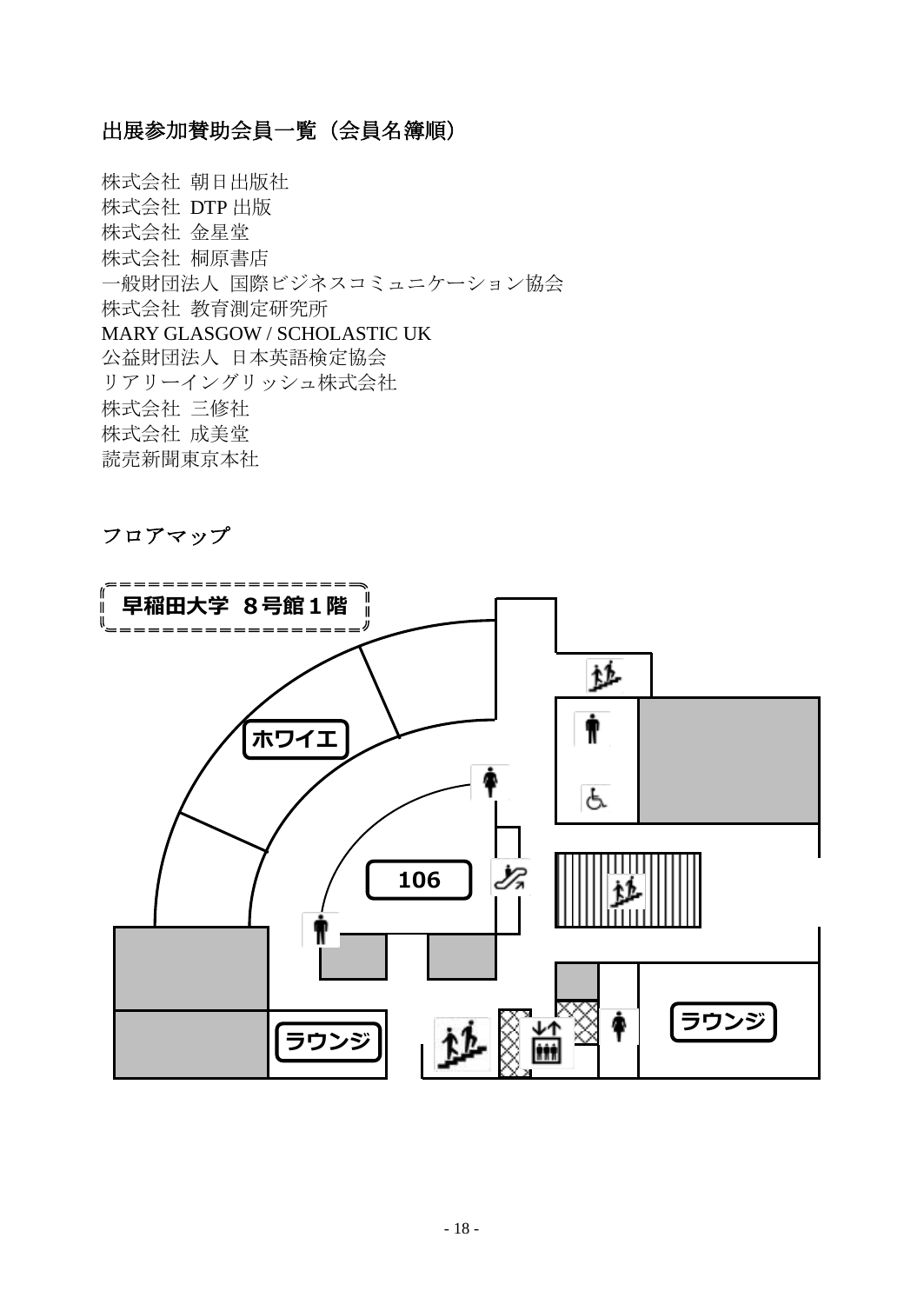## 出展参加賛助会員一覧（会員名簿順）

株式会社 朝日出版社
株式会社 DTP 出版
株式会社 金星堂
株式会社 桐原書店
一般財団法人 国際ビジネスコミュニケーション協会
株式会社 教育測定研究所
MARY GLASGOW / SCHOLASTIC UK
公益財団法人 日本英語検定協会
リアリーイングリッシュ株式会社
株式会社 三修社
株式会社 成美堂
読売新聞東京本社

## フロアマップ

早稲田大学 ８号館１階

ホワイエ

106

ラウンジ

ラウンジ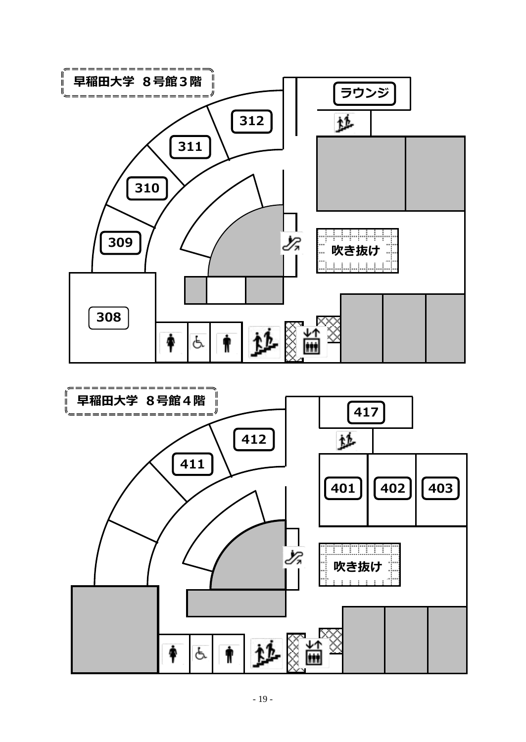早稲田大学 8号館3階

ラウンジ

312

311

310

309

308

吹き抜け

早稲田大学 8号館4階

417

412

411

401

402

403

吹き抜け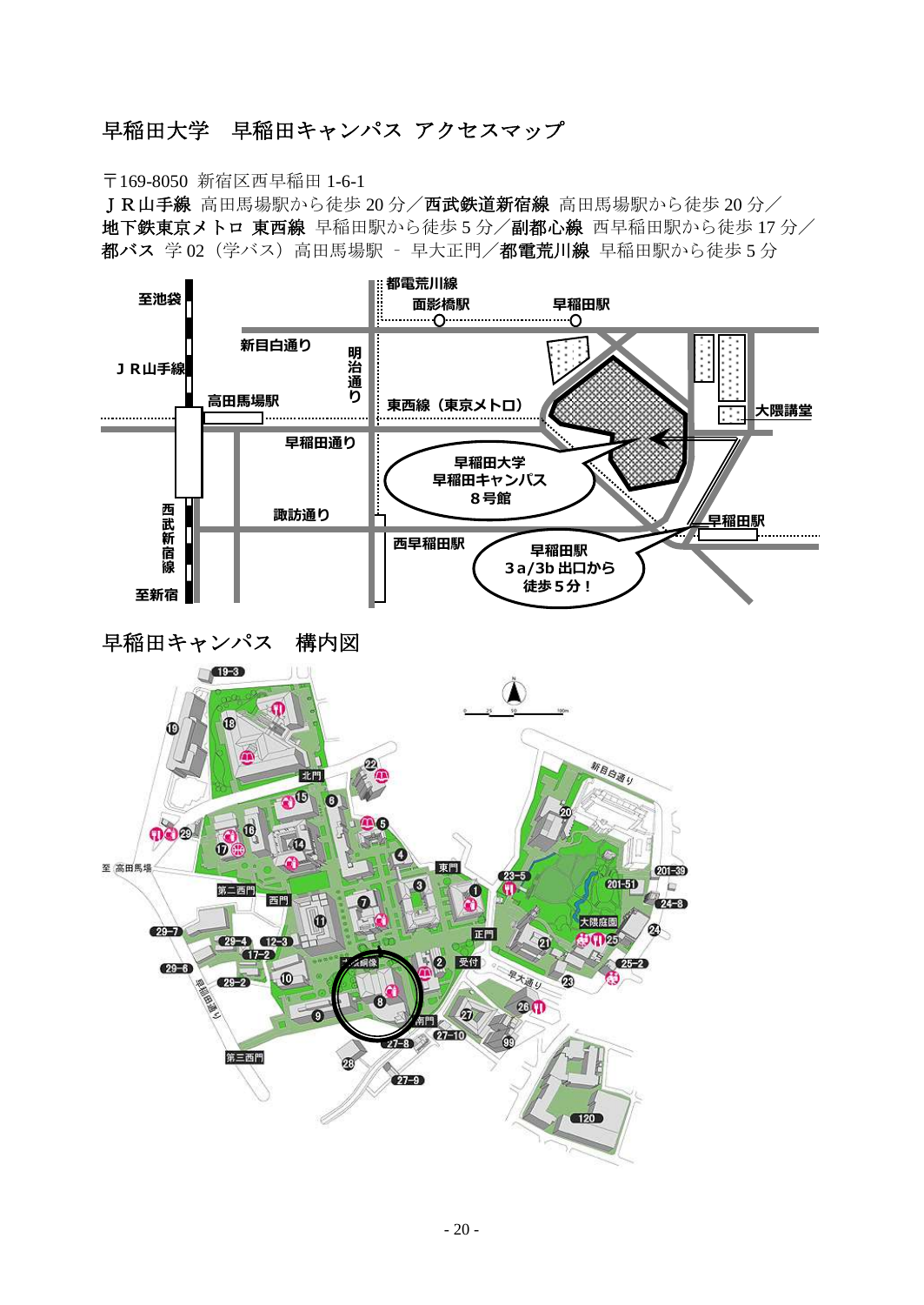## 早稲田大学　早稲田キャンパス アクセスマップ

〒169-8050 新宿区西早稲田 1-6-1

**ＪＲ山手線** 高田馬場駅から徒歩 20 分／**西武鉄道新宿線** 高田馬場駅から徒歩 20 分／**地下鉄東京メトロ 東西線** 早稲田駅から徒歩 5 分／**副都心線** 西早稲田駅から徒歩 17 分／**都バス** 学 02（学バス）高田馬場駅 － 早大正門／**都電荒川線** 早稲田駅から徒歩 5 分

至池袋
ＪＲ山手線
高田馬場駅
西武新宿線
至新宿
都電荒川線
面影橋駅
早稲田駅
新目白通り
明治通り
東西線（東京メトロ）
大隈講堂
早稲田通り
早稲田大学
早稲田キャンパス
８号館
諏訪通り
西早稲田駅
早稲田駅
早稲田駅
3a/3b 出口から
徒歩５分！

## 早稲田キャンパス　構内図

至 高田馬場
新目白通り
早稲田通り
早大通り
北門
東門
西門
第二西門
第三西門
正門
南門
受付
大隈庭園